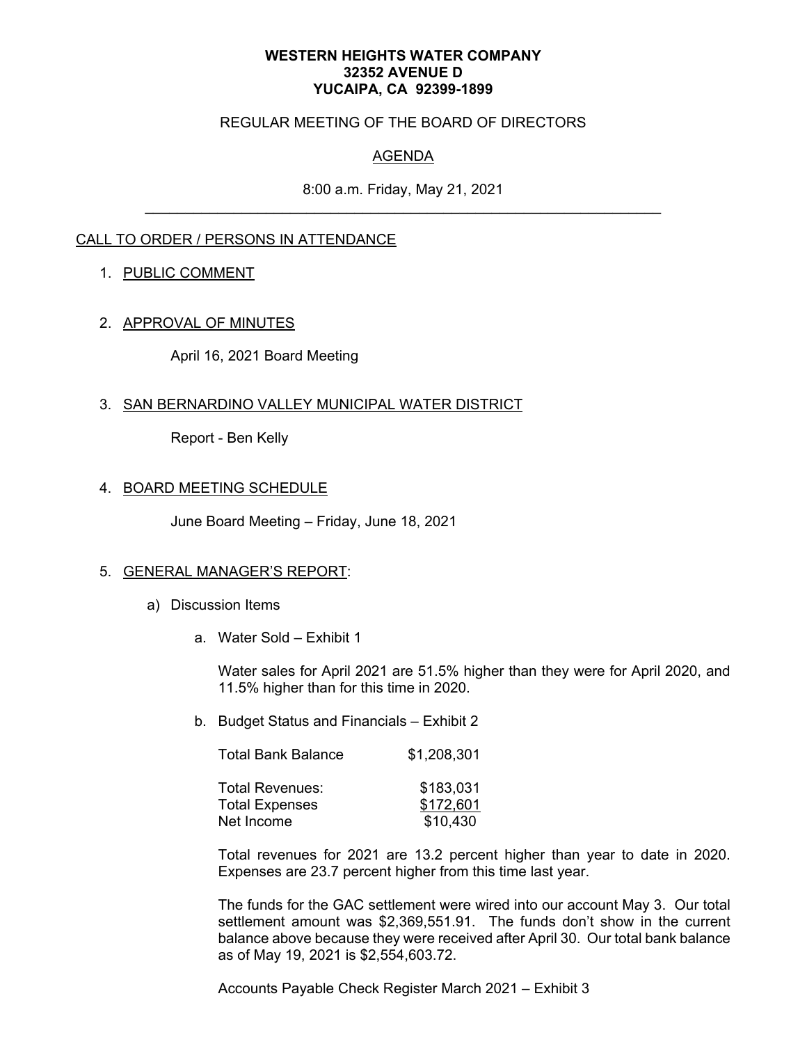**WESTERN HEIGHTS WATER COMPANY**
**32352 AVENUE D**
**YUCAIPA, CA 92399-1899**

REGULAR MEETING OF THE BOARD OF DIRECTORS

AGENDA

8:00 a.m. Friday, May 21, 2021

---

CALL TO ORDER / PERSONS IN ATTENDANCE

1. PUBLIC COMMENT

2. APPROVAL OF MINUTES

   April 16, 2021 Board Meeting

3. SAN BERNARDINO VALLEY MUNICIPAL WATER DISTRICT

   Report - Ben Kelly

4. BOARD MEETING SCHEDULE

   June Board Meeting – Friday, June 18, 2021

5. GENERAL MANAGER'S REPORT:

   a) Discussion Items

      a. Water Sold – Exhibit 1

         Water sales for April 2021 are 51.5% higher than they were for April 2020, and 11.5% higher than for this time in 2020.

      b. Budget Status and Financials – Exhibit 2

         | | |
         |---|---|
         | Total Bank Balance | $1,208,301 |
         | Total Revenues: | $183,031 |
         | Total Expenses | $172,601 |
         | Net Income | $10,430 |

         Total revenues for 2021 are 13.2 percent higher than year to date in 2020. Expenses are 23.7 percent higher from this time last year.

         The funds for the GAC settlement were wired into our account May 3. Our total settlement amount was $2,369,551.91. The funds don't show in the current balance above because they were received after April 30. Our total bank balance as of May 19, 2021 is $2,554,603.72.

         Accounts Payable Check Register March 2021 – Exhibit 3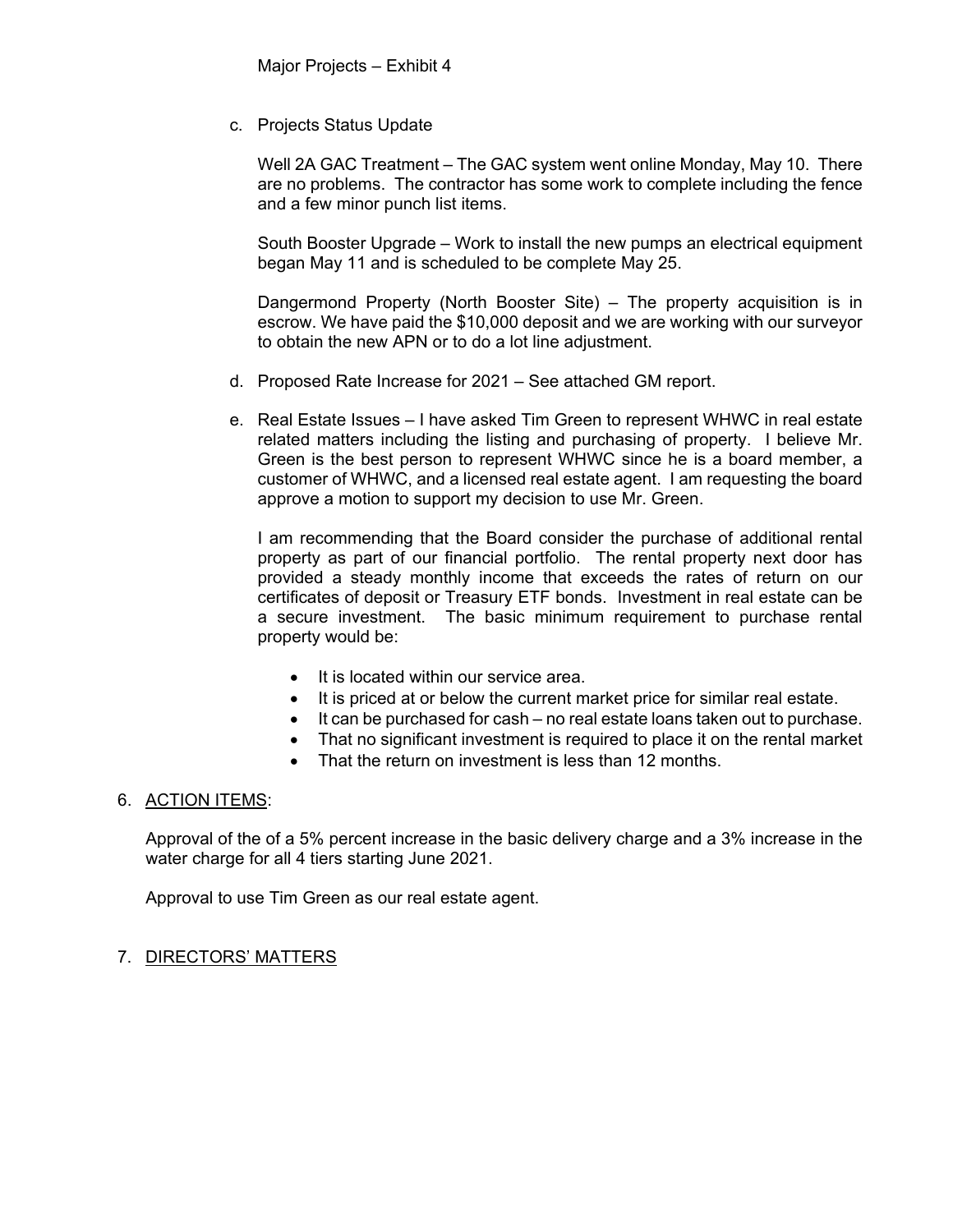Major Projects – Exhibit 4

c. Projects Status Update

   Well 2A GAC Treatment – The GAC system went online Monday, May 10. There are no problems. The contractor has some work to complete including the fence and a few minor punch list items.

   South Booster Upgrade – Work to install the new pumps an electrical equipment began May 11 and is scheduled to be complete May 25.

   Dangermond Property (North Booster Site) – The property acquisition is in escrow. We have paid the $10,000 deposit and we are working with our surveyor to obtain the new APN or to do a lot line adjustment.

d. Proposed Rate Increase for 2021 – See attached GM report.

e. Real Estate Issues – I have asked Tim Green to represent WHWC in real estate related matters including the listing and purchasing of property. I believe Mr. Green is the best person to represent WHWC since he is a board member, a customer of WHWC, and a licensed real estate agent. I am requesting the board approve a motion to support my decision to use Mr. Green.

   I am recommending that the Board consider the purchase of additional rental property as part of our financial portfolio. The rental property next door has provided a steady monthly income that exceeds the rates of return on our certificates of deposit or Treasury ETF bonds. Investment in real estate can be a secure investment. The basic minimum requirement to purchase rental property would be:

   - It is located within our service area.
   - It is priced at or below the current market price for similar real estate.
   - It can be purchased for cash – no real estate loans taken out to purchase.
   - That no significant investment is required to place it on the rental market
   - That the return on investment is less than 12 months.

6. ACTION ITEMS:

Approval of the of a 5% percent increase in the basic delivery charge and a 3% increase in the water charge for all 4 tiers starting June 2021.

Approval to use Tim Green as our real estate agent.

7. DIRECTORS' MATTERS